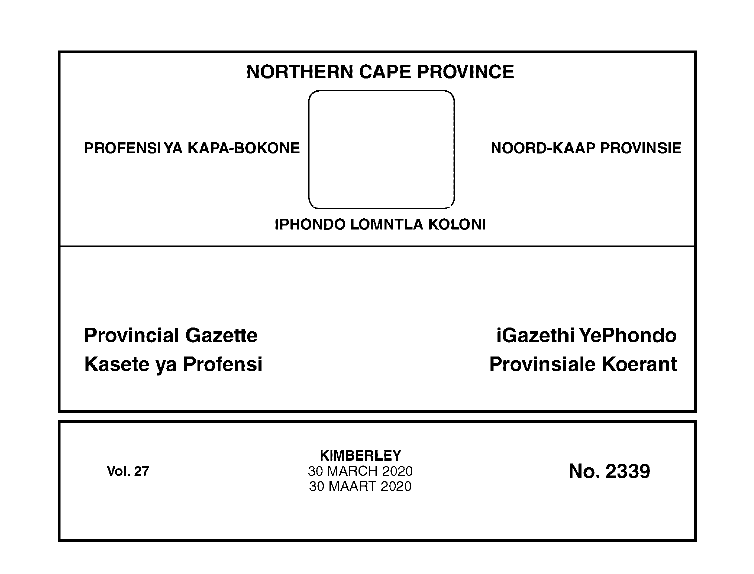# NORTHERN CAPE PROVINCE

PROFENSI YA KAPA-BOKONE

NOORD-KAAP PROVINSIE

IPHONDO LOMNTLA KOLONI

**Provincial Gazette**

**Kasete ya Profensi**

**iGazethi YePhondo**

**Provinsiale Koerant**

**Vol. 27**

**KIMBERLEY**
30 MARCH 2020
30 MAART 2020

**No. 2339**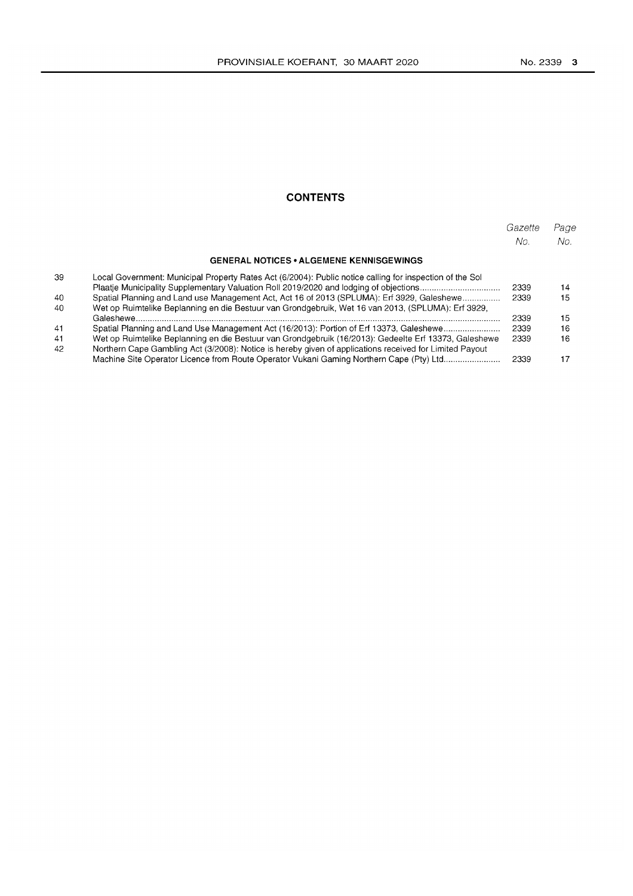## CONTENTS

| | | Gazette No. | Page No. |
|---|---|---|---|
| | **GENERAL NOTICES • ALGEMENE KENNISGEWINGS** | | |
| 39 | Local Government: Municipal Property Rates Act (6/2004): Public notice calling for inspection of the Sol Plaatje Municipality Supplementary Valuation Roll 2019/2020 and lodging of objections | 2339 | 14 |
| 40 | Spatial Planning and Land use Management Act, Act 16 of 2013 (SPLUMA): Erf 3929, Galeshewe | 2339 | 15 |
| 40 | Wet op Ruimtelike Beplanning en die Bestuur van Grondgebruik, Wet 16 van 2013, (SPLUMA): Erf 3929, Galeshewe | 2339 | 15 |
| 41 | Spatial Planning and Land Use Management Act (16/2013): Portion of Erf 13373, Galeshewe | 2339 | 16 |
| 41 | Wet op Ruimtelike Beplanning en die Bestuur van Grondgebruik (16/2013): Gedeelte Erf 13373, Galeshewe | 2339 | 16 |
| 42 | Northern Cape Gambling Act (3/2008): Notice is hereby given of applications received for Limited Payout Machine Site Operator Licence from Route Operator Vukani Gaming Northern Cape (Pty) Ltd | 2339 | 17 |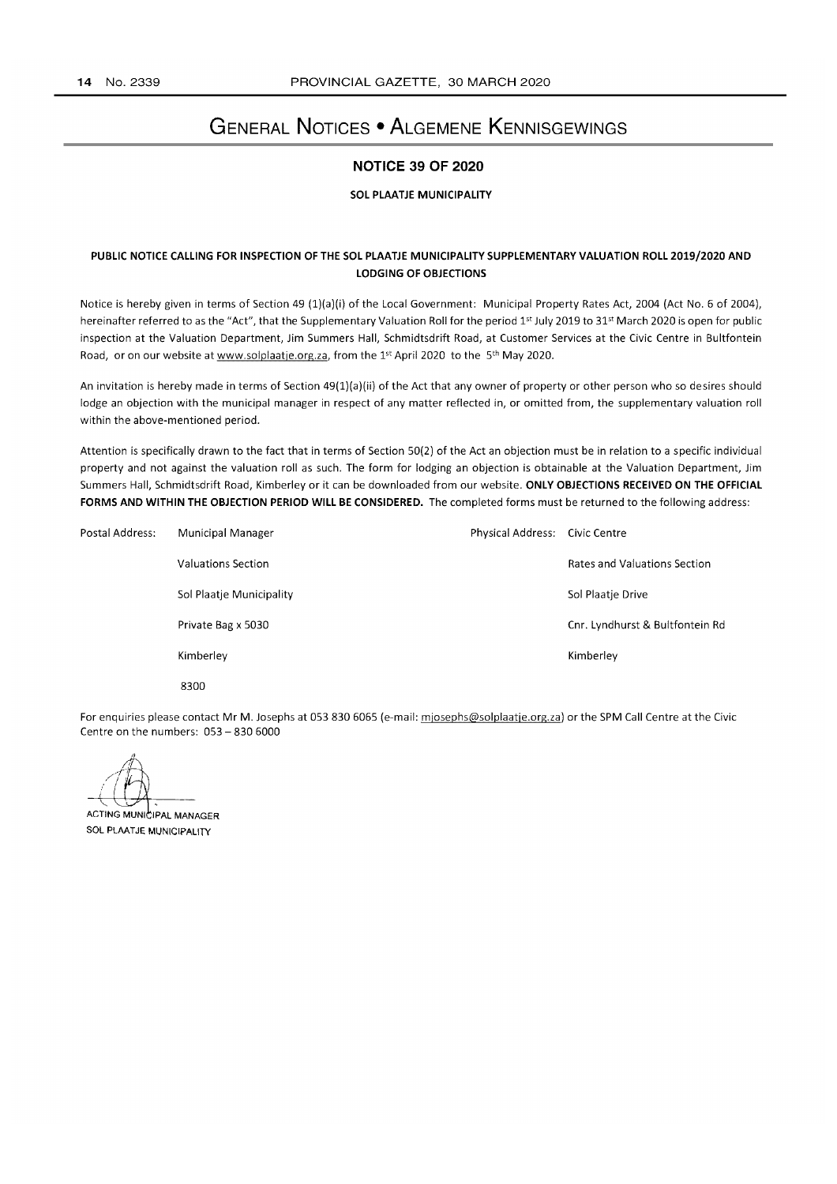# GENERAL NOTICES • ALGEMENE KENNISGEWINGS

## NOTICE 39 OF 2020

**SOL PLAATJE MUNICIPALITY**

**PUBLIC NOTICE CALLING FOR INSPECTION OF THE SOL PLAATJE MUNICIPALITY SUPPLEMENTARY VALUATION ROLL 2019/2020 AND LODGING OF OBJECTIONS**

Notice is hereby given in terms of Section 49 (1)(a)(i) of the Local Government: Municipal Property Rates Act, 2004 (Act No. 6 of 2004), hereinafter referred to as the "Act", that the Supplementary Valuation Roll for the period 1st July 2019 to 31st March 2020 is open for public inspection at the Valuation Department, Jim Summers Hall, Schmidtsdrift Road, at Customer Services at the Civic Centre in Bultfontein Road, or on our website at www.solplaatje.org.za, from the 1st April 2020 to the 5th May 2020.

An invitation is hereby made in terms of Section 49(1)(a)(ii) of the Act that any owner of property or other person who so desires should lodge an objection with the municipal manager in respect of any matter reflected in, or omitted from, the supplementary valuation roll within the above-mentioned period.

Attention is specifically drawn to the fact that in terms of Section 50(2) of the Act an objection must be in relation to a specific individual property and not against the valuation roll as such. The form for lodging an objection is obtainable at the Valuation Department, Jim Summers Hall, Schmidtsdrift Road, Kimberley or it can be downloaded from our website. **ONLY OBJECTIONS RECEIVED ON THE OFFICIAL FORMS AND WITHIN THE OBJECTION PERIOD WILL BE CONSIDERED.** The completed forms must be returned to the following address:

| | | | |
|---|---|---|---|
| Postal Address: | Municipal Manager | Physical Address: | Civic Centre |
| | Valuations Section | | Rates and Valuations Section |
| | Sol Plaatje Municipality | | Sol Plaatje Drive |
| | Private Bag x 5030 | | Cnr. Lyndhurst & Bultfontein Rd |
| | Kimberley | | Kimberley |
| | 8300 | | |

For enquiries please contact Mr M. Josephs at 053 830 6065 (e-mail: mjosephs@solplaatje.org.za) or the SPM Call Centre at the Civic Centre on the numbers: 053 – 830 6000

ACTING MUNICIPAL MANAGER
SOL PLAATJE MUNICIPALITY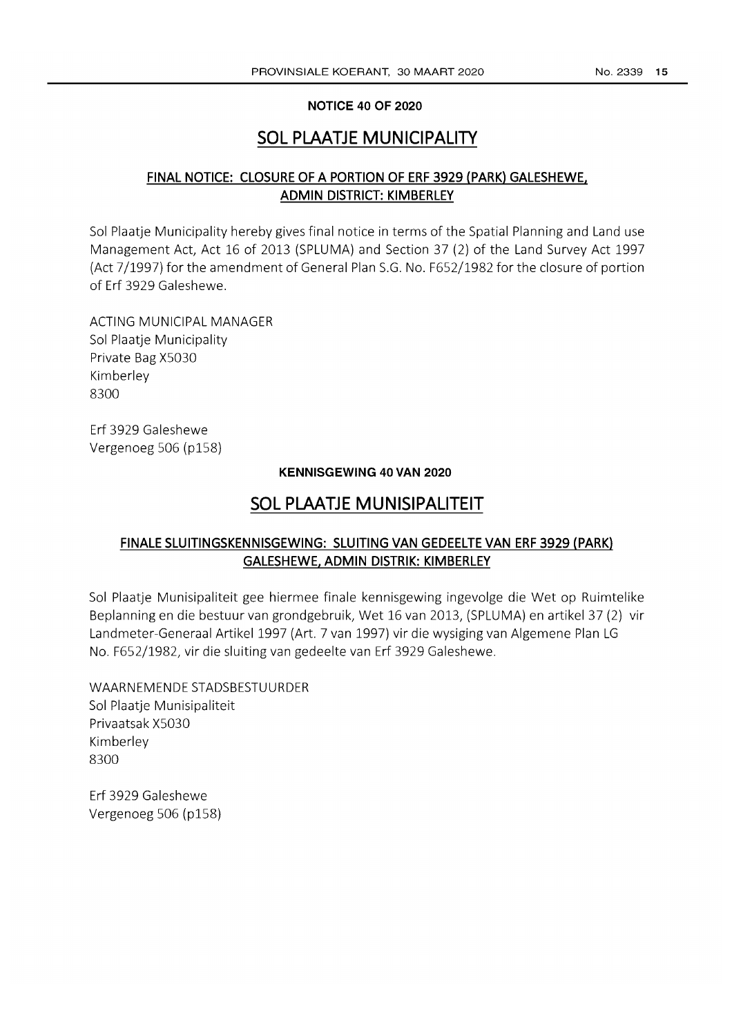**NOTICE 40 OF 2020**

# SOL PLAATJE MUNICIPALITY

## FINAL NOTICE: CLOSURE OF A PORTION OF ERF 3929 (PARK) GALESHEWE, ADMIN DISTRICT: KIMBERLEY

Sol Plaatje Municipality hereby gives final notice in terms of the Spatial Planning and Land use Management Act, Act 16 of 2013 (SPLUMA) and Section 37 (2) of the Land Survey Act 1997 (Act 7/1997) for the amendment of General Plan S.G. No. F652/1982 for the closure of portion of Erf 3929 Galeshewe.

ACTING MUNICIPAL MANAGER
Sol Plaatje Municipality
Private Bag X5030
Kimberley
8300

Erf 3929 Galeshewe
Vergenoeg 506 (p158)

**KENNISGEWING 40 VAN 2020**

# SOL PLAATJE MUNISIPALITEIT

## FINALE SLUITINGSKENNISGEWING: SLUITING VAN GEDEELTE VAN ERF 3929 (PARK) GALESHEWE, ADMIN DISTRIK: KIMBERLEY

Sol Plaatje Munisipaliteit gee hiermee finale kennisgewing ingevolge die Wet op Ruimtelike Beplanning en die bestuur van grondgebruik, Wet 16 van 2013, (SPLUMA) en artikel 37 (2) vir Landmeter-Generaal Artikel 1997 (Art. 7 van 1997) vir die wysiging van Algemene Plan LG No. F652/1982, vir die sluiting van gedeelte van Erf 3929 Galeshewe.

WAARNEMENDE STADSBESTUURDER
Sol Plaatje Munisipaliteit
Privaatsak X5030
Kimberley
8300

Erf 3929 Galeshewe
Vergenoeg 506 (p158)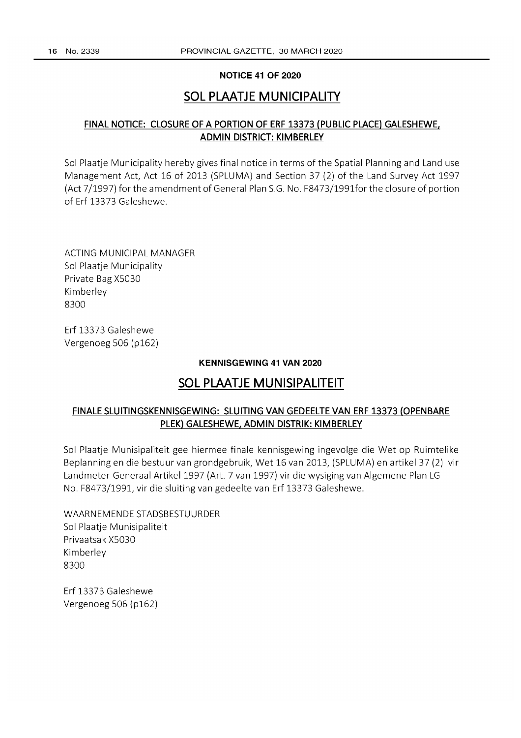**NOTICE 41 OF 2020**

# SOL PLAATJE MUNICIPALITY

## FINAL NOTICE: CLOSURE OF A PORTION OF ERF 13373 (PUBLIC PLACE) GALESHEWE, ADMIN DISTRICT: KIMBERLEY

Sol Plaatje Municipality hereby gives final notice in terms of the Spatial Planning and Land use Management Act, Act 16 of 2013 (SPLUMA) and Section 37 (2) of the Land Survey Act 1997 (Act 7/1997) for the amendment of General Plan S.G. No. F8473/1991for the closure of portion of Erf 13373 Galeshewe.

ACTING MUNICIPAL MANAGER
Sol Plaatje Municipality
Private Bag X5030
Kimberley
8300

Erf 13373 Galeshewe
Vergenoeg 506 (p162)

**KENNISGEWING 41 VAN 2020**

# SOL PLAATJE MUNISIPALITEIT

## FINALE SLUITINGSKENNISGEWING: SLUITING VAN GEDEELTE VAN ERF 13373 (OPENBARE PLEK) GALESHEWE, ADMIN DISTRIK: KIMBERLEY

Sol Plaatje Munisipaliteit gee hiermee finale kennisgewing ingevolge die Wet op Ruimtelike Beplanning en die bestuur van grondgebruik, Wet 16 van 2013, (SPLUMA) en artikel 37 (2) vir Landmeter-Generaal Artikel 1997 (Art. 7 van 1997) vir die wysiging van Algemene Plan LG No. F8473/1991, vir die sluiting van gedeelte van Erf 13373 Galeshewe.

WAARNEMENDE STADSBESTUURDER
Sol Plaatje Munisipaliteit
Privaatsak X5030
Kimberley
8300

Erf 13373 Galeshewe
Vergenoeg 506 (p162)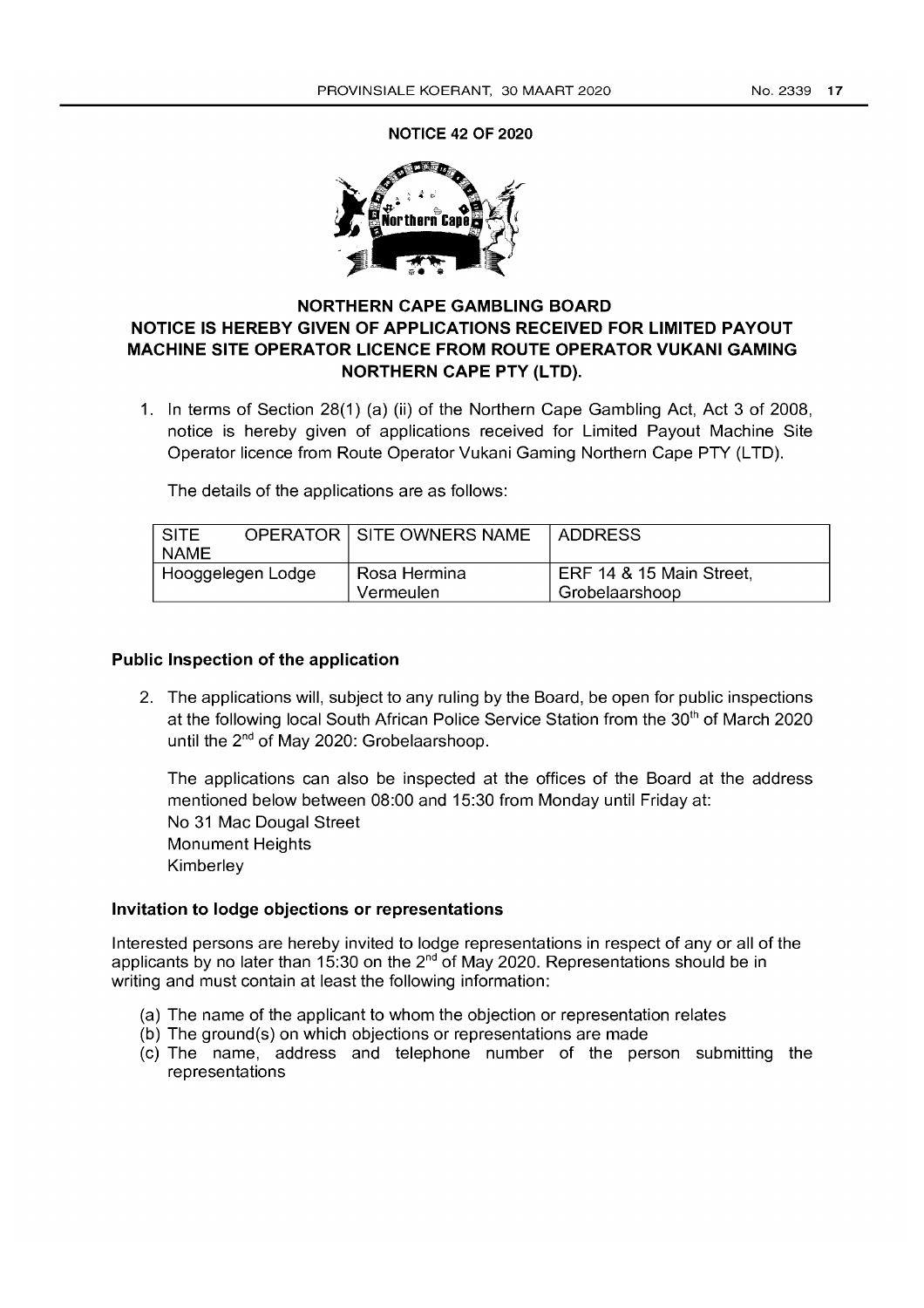**NOTICE 42 OF 2020**

## NORTHERN CAPE GAMBLING BOARD

## NOTICE IS HEREBY GIVEN OF APPLICATIONS RECEIVED FOR LIMITED PAYOUT MACHINE SITE OPERATOR LICENCE FROM ROUTE OPERATOR VUKANI GAMING NORTHERN CAPE PTY (LTD).

1. In terms of Section 28(1) (a) (ii) of the Northern Cape Gambling Act, Act 3 of 2008, notice is hereby given of applications received for Limited Payout Machine Site Operator licence from Route Operator Vukani Gaming Northern Cape PTY (LTD).

   The details of the applications are as follows:

| SITE OPERATOR NAME | SITE OWNERS NAME | ADDRESS |
|---|---|---|
| Hooggelegen Lodge | Rosa Hermina Vermeulen | ERF 14 & 15 Main Street, Grobelaarshoop |

### Public Inspection of the application

2. The applications will, subject to any ruling by the Board, be open for public inspections at the following local South African Police Service Station from the 30th of March 2020 until the 2nd of May 2020: Grobelaarshoop.

   The applications can also be inspected at the offices of the Board at the address mentioned below between 08:00 and 15:30 from Monday until Friday at:
   No 31 Mac Dougal Street
   Monument Heights
   Kimberley

### Invitation to lodge objections or representations

Interested persons are hereby invited to lodge representations in respect of any or all of the applicants by no later than 15:30 on the 2nd of May 2020. Representations should be in writing and must contain at least the following information:

(a) The name of the applicant to whom the objection or representation relates
(b) The ground(s) on which objections or representations are made
(c) The name, address and telephone number of the person submitting the representations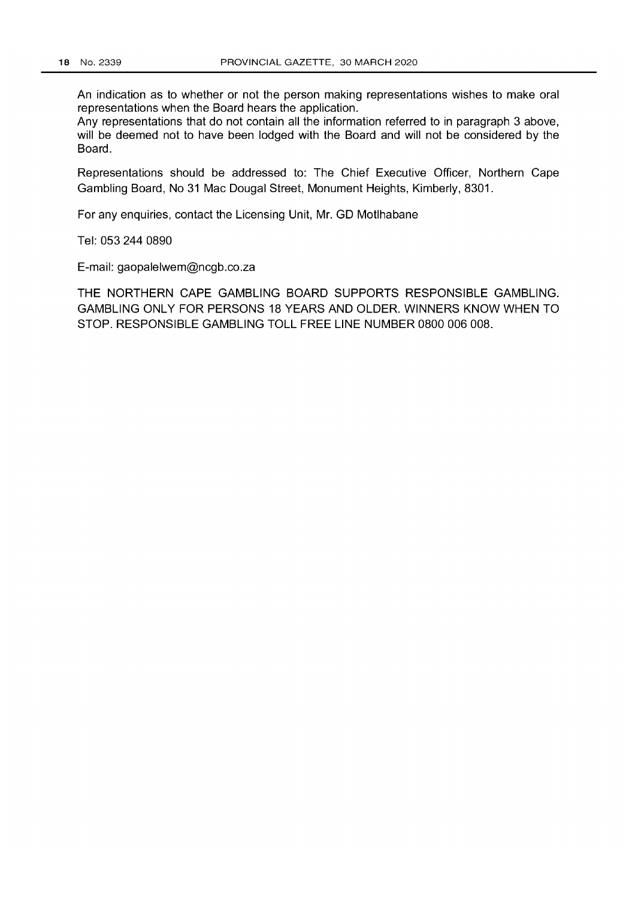An indication as to whether or not the person making representations wishes to make oral representations when the Board hears the application.

Any representations that do not contain all the information referred to in paragraph 3 above, will be deemed not to have been lodged with the Board and will not be considered by the Board.

Representations should be addressed to: The Chief Executive Officer, Northern Cape Gambling Board, No 31 Mac Dougal Street, Monument Heights, Kimberly, 8301.

For any enquiries, contact the Licensing Unit, Mr. GD Motlhabane

Tel: 053 244 0890

E-mail: gaopalelwem@ncgb.co.za

THE NORTHERN CAPE GAMBLING BOARD SUPPORTS RESPONSIBLE GAMBLING. GAMBLING ONLY FOR PERSONS 18 YEARS AND OLDER. WINNERS KNOW WHEN TO STOP. RESPONSIBLE GAMBLING TOLL FREE LINE NUMBER 0800 006 008.